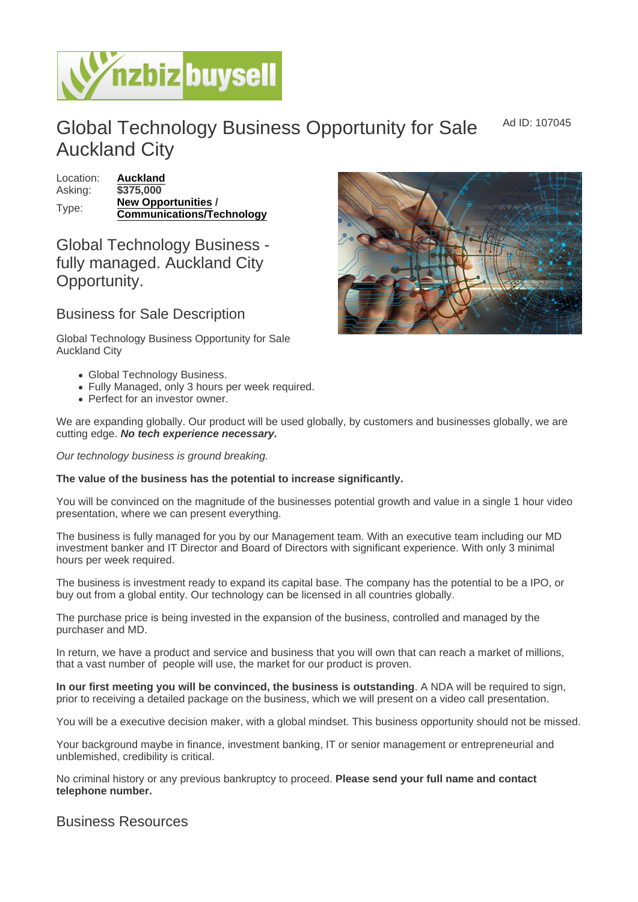# Global Technology Business Opportunity for Sale Auckland City

Ad ID: 107045

Location: **Auckland**
Asking: **$375,000**
Type: **New Opportunities** / **Communications/Technology**

## Global Technology Business - fully managed. Auckland City Opportunity.

## Business for Sale Description

Global Technology Business Opportunity for Sale Auckland City

- Global Technology Business.
- Fully Managed, only 3 hours per week required.
- Perfect for an investor owner.

We are expanding globally. Our product will be used globally, by customers and businesses globally, we are cutting edge. ***No tech experience necessary.***

*Our technology business is ground breaking.*

**The value of the business has the potential to increase significantly.**

You will be convinced on the magnitude of the businesses potential growth and value in a single 1 hour video presentation, where we can present everything.

The business is fully managed for you by our Management team. With an executive team including our MD investment banker and IT Director and Board of Directors with significant experience. With only 3 minimal hours per week required.

The business is investment ready to expand its capital base. The company has the potential to be a IPO, or buy out from a global entity. Our technology can be licensed in all countries globally.

The purchase price is being invested in the expansion of the business, controlled and managed by the purchaser and MD.

In return, we have a product and service and business that you will own that can reach a market of millions, that a vast number of people will use, the market for our product is proven.

**In our first meeting you will be convinced, the business is outstanding**. A NDA will be required to sign, prior to receiving a detailed package on the business, which we will present on a video call presentation.

You will be a executive decision maker, with a global mindset. This business opportunity should not be missed.

Your background maybe in finance, investment banking, IT or senior management or entrepreneurial and unblemished, credibility is critical.

No criminal history or any previous bankruptcy to proceed. **Please send your full name and contact telephone number.**

## Business Resources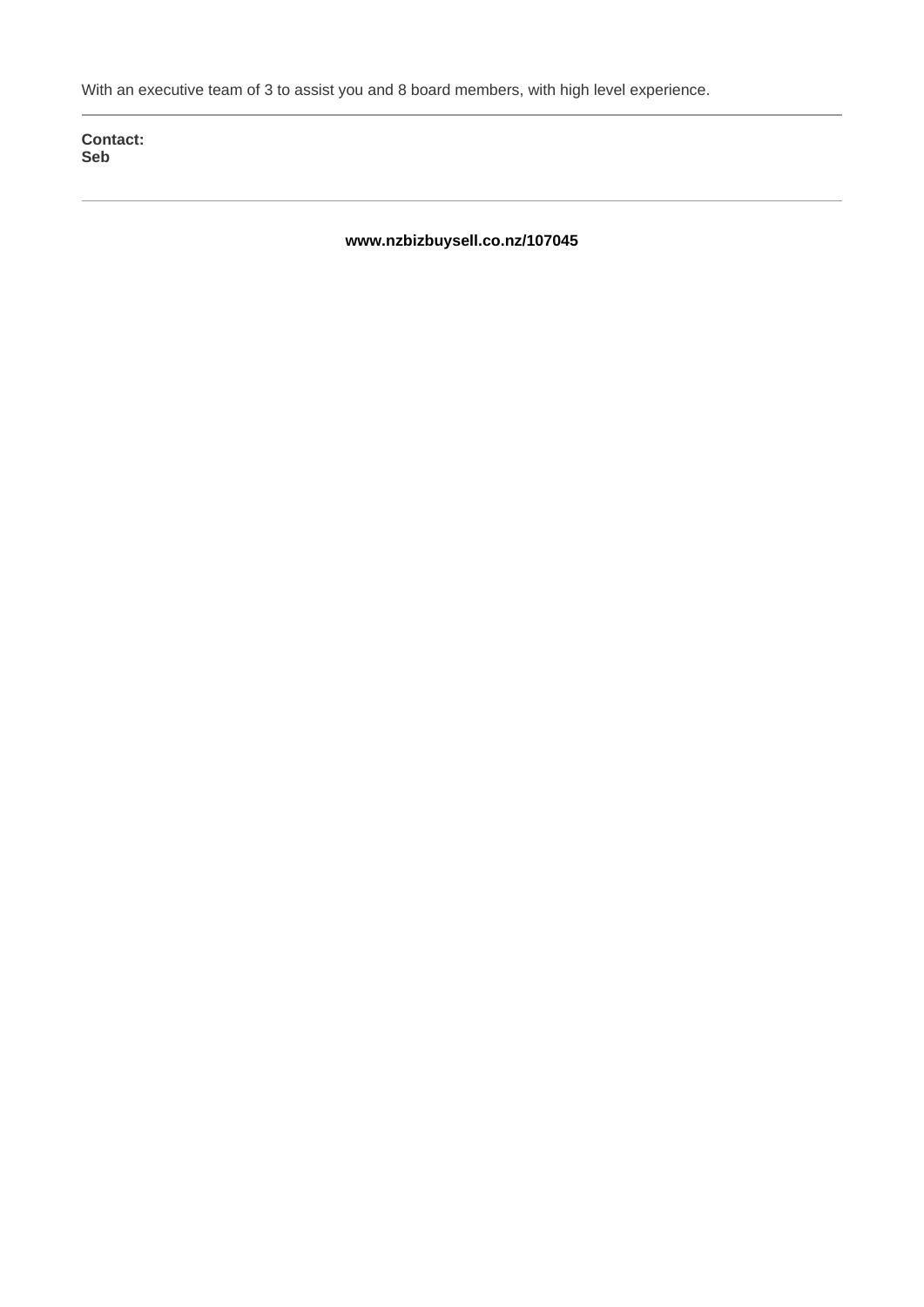With an executive team of 3 to assist you and 8 board members, with high level experience.

---

**Contact:**
**Seb**

---

**www.nzbizbuysell.co.nz/107045**